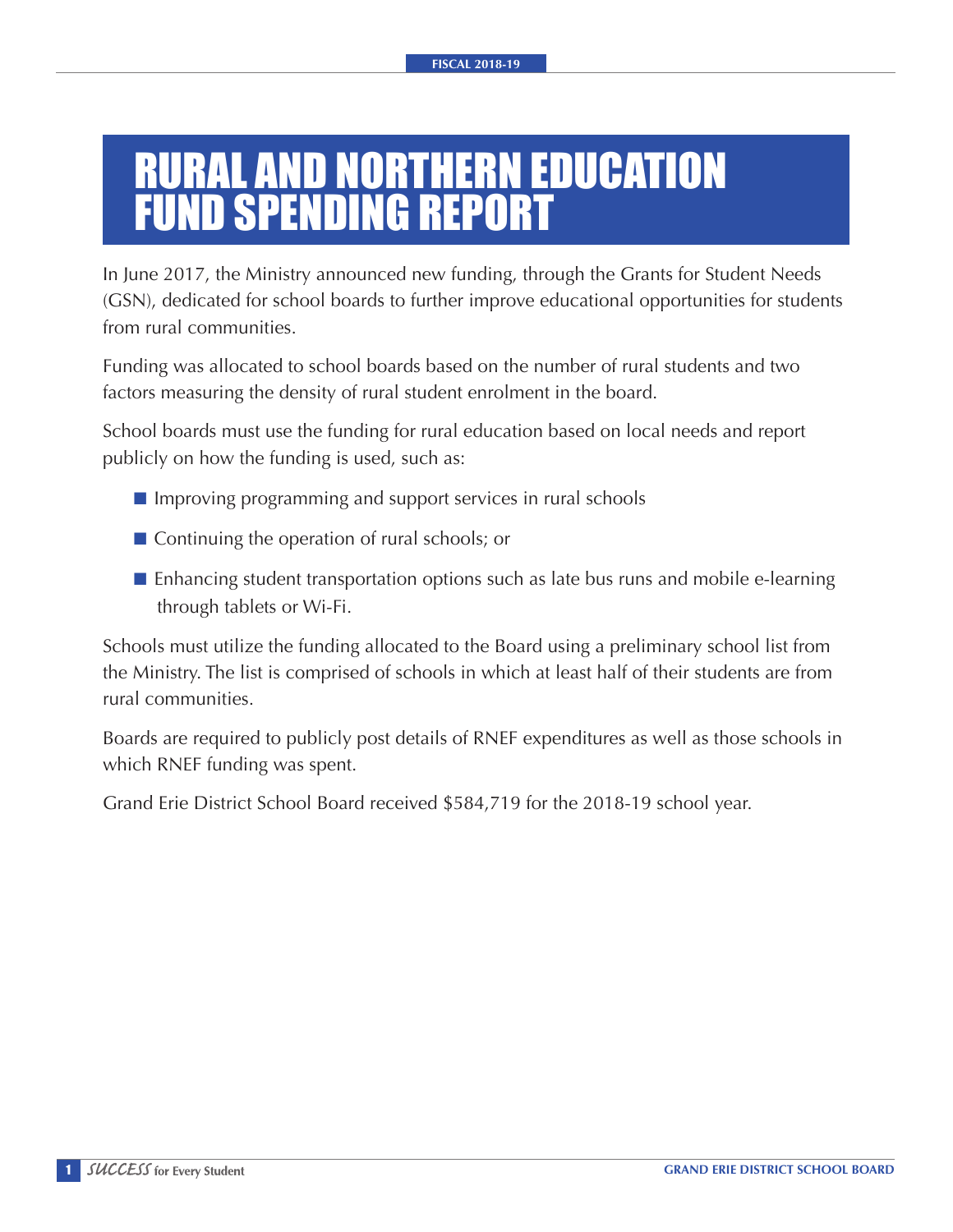# RURAL AND NORTHERN EDUCATION FUND SPENDING REPORT

In June 2017, the Ministry announced new funding, through the Grants for Student Needs (GSN), dedicated for school boards to further improve educational opportunities for students from rural communities.

Funding was allocated to school boards based on the number of rural students and two factors measuring the density of rural student enrolment in the board.

School boards must use the funding for rural education based on local needs and report publicly on how the funding is used, such as:

- Improving programming and support services in rural schools
- Continuing the operation of rural schools; or
- Enhancing student transportation options such as late bus runs and mobile e-learning through tablets or Wi-Fi.

Schools must utilize the funding allocated to the Board using a preliminary school list from the Ministry. The list is comprised of schools in which at least half of their students are from rural communities.

Boards are required to publicly post details of RNEF expenditures as well as those schools in which RNEF funding was spent.

Grand Erie District School Board received $584,719 for the 2018-19 school year.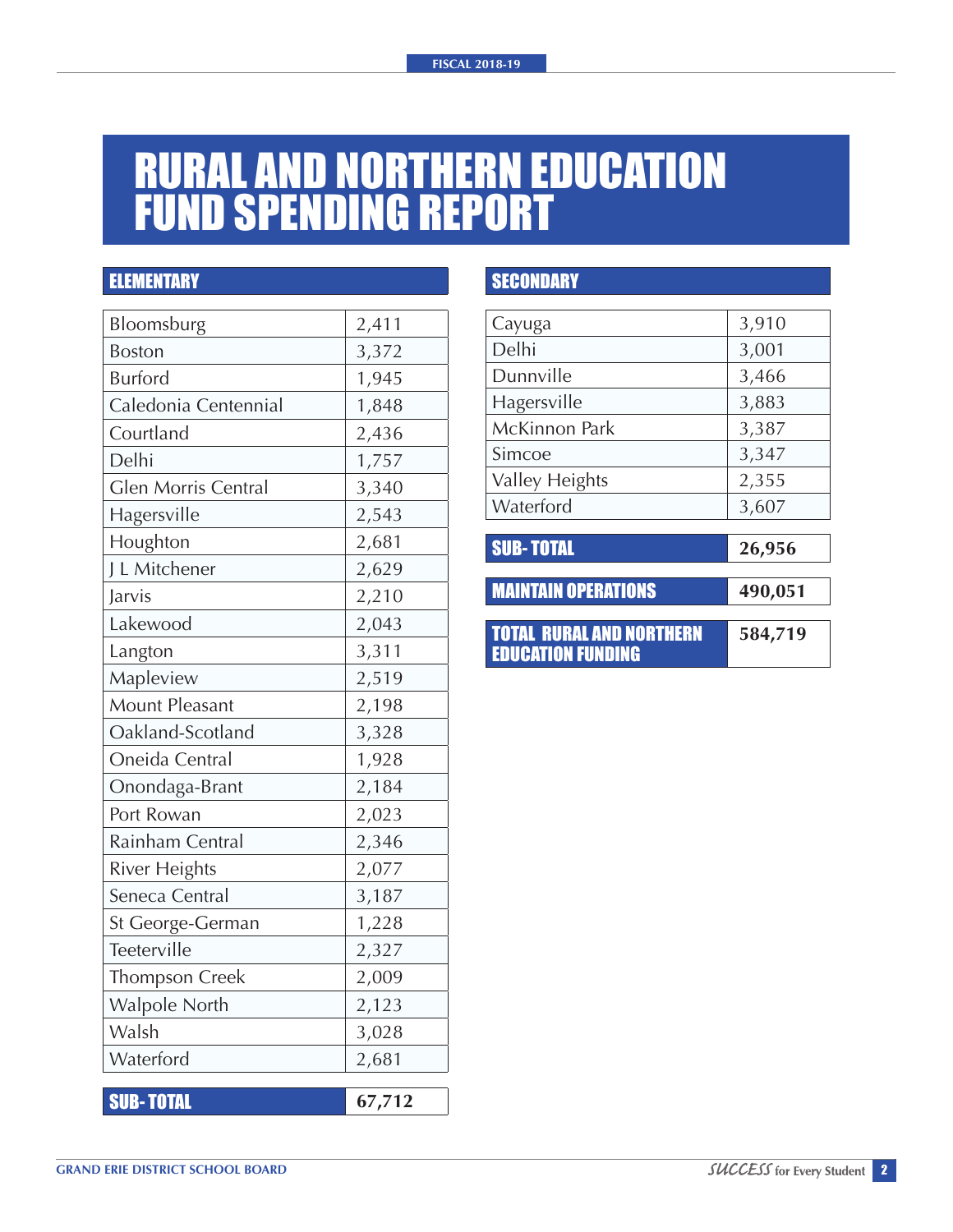# RURAL AND NORTHERN EDUCATION FUND SPENDING REPORT

## ELEMENTARY

| | |
|---|---|
| Bloomsburg | 2,411 |
| Boston | 3,372 |
| Burford | 1,945 |
| Caledonia Centennial | 1,848 |
| Courtland | 2,436 |
| Delhi | 1,757 |
| Glen Morris Central | 3,340 |
| Hagersville | 2,543 |
| Houghton | 2,681 |
| J L Mitchener | 2,629 |
| Jarvis | 2,210 |
| Lakewood | 2,043 |
| Langton | 3,311 |
| Mapleview | 2,519 |
| Mount Pleasant | 2,198 |
| Oakland-Scotland | 3,328 |
| Oneida Central | 1,928 |
| Onondaga-Brant | 2,184 |
| Port Rowan | 2,023 |
| Rainham Central | 2,346 |
| River Heights | 2,077 |
| Seneca Central | 3,187 |
| St George-German | 1,228 |
| Teeterville | 2,327 |
| Thompson Creek | 2,009 |
| Walpole North | 2,123 |
| Walsh | 3,028 |
| Waterford | 2,681 |
| **SUB- TOTAL** | **67,712** |

## SECONDARY

| | |
|---|---|
| Cayuga | 3,910 |
| Delhi | 3,001 |
| Dunnville | 3,466 |
| Hagersville | 3,883 |
| McKinnon Park | 3,387 |
| Simcoe | 3,347 |
| Valley Heights | 2,355 |
| Waterford | 3,607 |
| **SUB- TOTAL** | **26,956** |
| **MAINTAIN OPERATIONS** | **490,051** |
| **TOTAL RURAL AND NORTHERN EDUCATION FUNDING** | **584,719** |